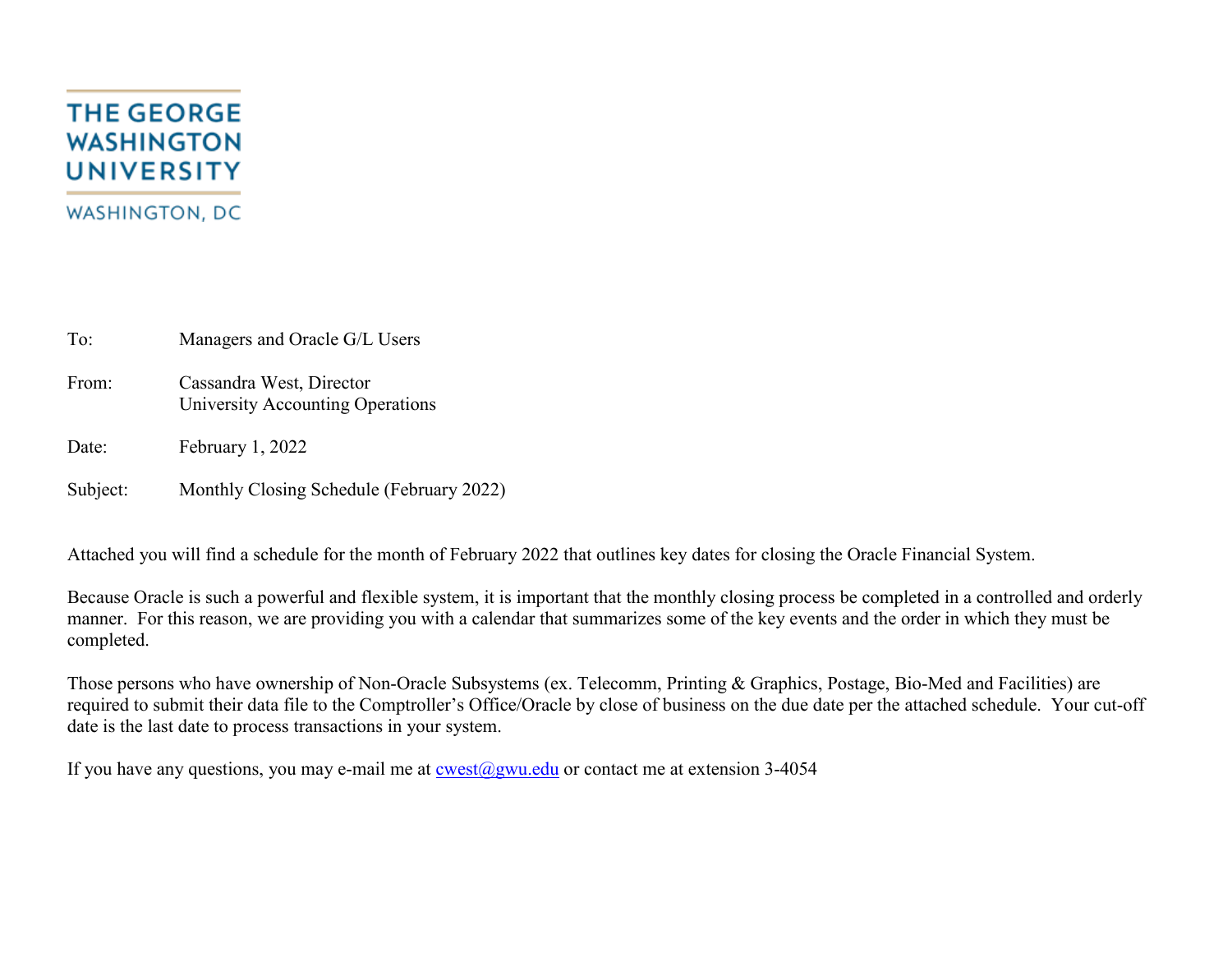THE GEORGE WASHINGTON UNIVERSITY

WASHINGTON, DC

To: Managers and Oracle G/L Users

From: Cassandra West, Director
University Accounting Operations

Date: February 1, 2022

Subject: Monthly Closing Schedule (February 2022)

Attached you will find a schedule for the month of February 2022 that outlines key dates for closing the Oracle Financial System.

Because Oracle is such a powerful and flexible system, it is important that the monthly closing process be completed in a controlled and orderly manner. For this reason, we are providing you with a calendar that summarizes some of the key events and the order in which they must be completed.

Those persons who have ownership of Non-Oracle Subsystems (ex. Telecomm, Printing & Graphics, Postage, Bio-Med and Facilities) are required to submit their data file to the Comptroller's Office/Oracle by close of business on the due date per the attached schedule. Your cut-off date is the last date to process transactions in your system.

If you have any questions, you may e-mail me at cwest@gwu.edu or contact me at extension 3-4054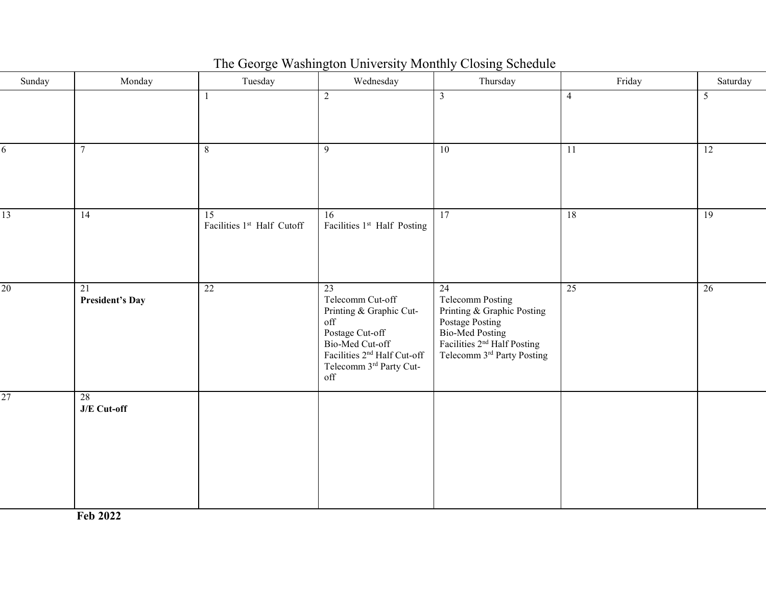# The George Washington University Monthly Closing Schedule

| Sunday | Monday | Tuesday | Wednesday | Thursday | Friday | Saturday |
|---|---|---|---|---|---|---|
| | | 1 | 2 | 3 | 4 | 5 |
| 6 | 7 | 8 | 9 | 10 | 11 | 12 |
| 13 | 14 | 15<br>Facilities 1st Half Cutoff | 16<br>Facilities 1st Half Posting | 17 | 18 | 19 |
| 20 | 21<br>**President's Day** | 22 | 23<br>Telecomm Cut-off<br>Printing & Graphic Cut-off<br>Postage Cut-off<br>Bio-Med Cut-off<br>Facilities 2nd Half Cut-off<br>Telecomm 3rd Party Cut-off | 24<br>Telecomm Posting<br>Printing & Graphic Posting<br>Postage Posting<br>Bio-Med Posting<br>Facilities 2nd Half Posting<br>Telecomm 3rd Party Posting | 25 | 26 |
| 27 | 28<br>**J/E Cut-off** | | | | | |

**Feb 2022**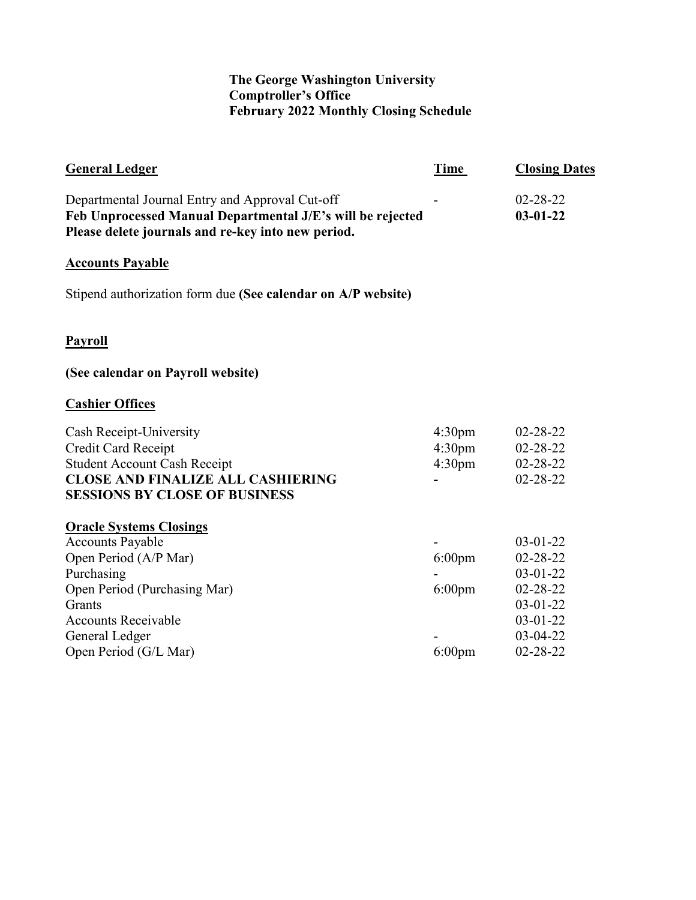**The George Washington University**
**Comptroller's Office**
**February 2022 Monthly Closing Schedule**

| **General Ledger** | **Time** | **Closing Dates** |
| --- | --- | --- |
| Departmental Journal Entry and Approval Cut-off | - | 02-28-22 |
| **Feb Unprocessed Manual Departmental J/E's will be rejected** | | **03-01-22** |
| **Please delete journals and re-key into new period.** | | |

**Accounts Payable**

Stipend authorization form due **(See calendar on A/P website)**

**Payroll**

**(See calendar on Payroll website)**

| **Cashier Offices** | | |
| --- | --- | --- |
| Cash Receipt-University | 4:30pm | 02-28-22 |
| Credit Card Receipt | 4:30pm | 02-28-22 |
| Student Account Cash Receipt | 4:30pm | 02-28-22 |
| **CLOSE AND FINALIZE ALL CASHIERING SESSIONS BY CLOSE OF BUSINESS** | **-** | 02-28-22 |

| **Oracle Systems Closings** | | |
| --- | --- | --- |
| Accounts Payable | - | 03-01-22 |
| Open Period (A/P Mar) | 6:00pm | 02-28-22 |
| Purchasing | - | 03-01-22 |
| Open Period (Purchasing Mar) | 6:00pm | 02-28-22 |
| Grants | | 03-01-22 |
| Accounts Receivable | | 03-01-22 |
| General Ledger | - | 03-04-22 |
| Open Period (G/L Mar) | 6:00pm | 02-28-22 |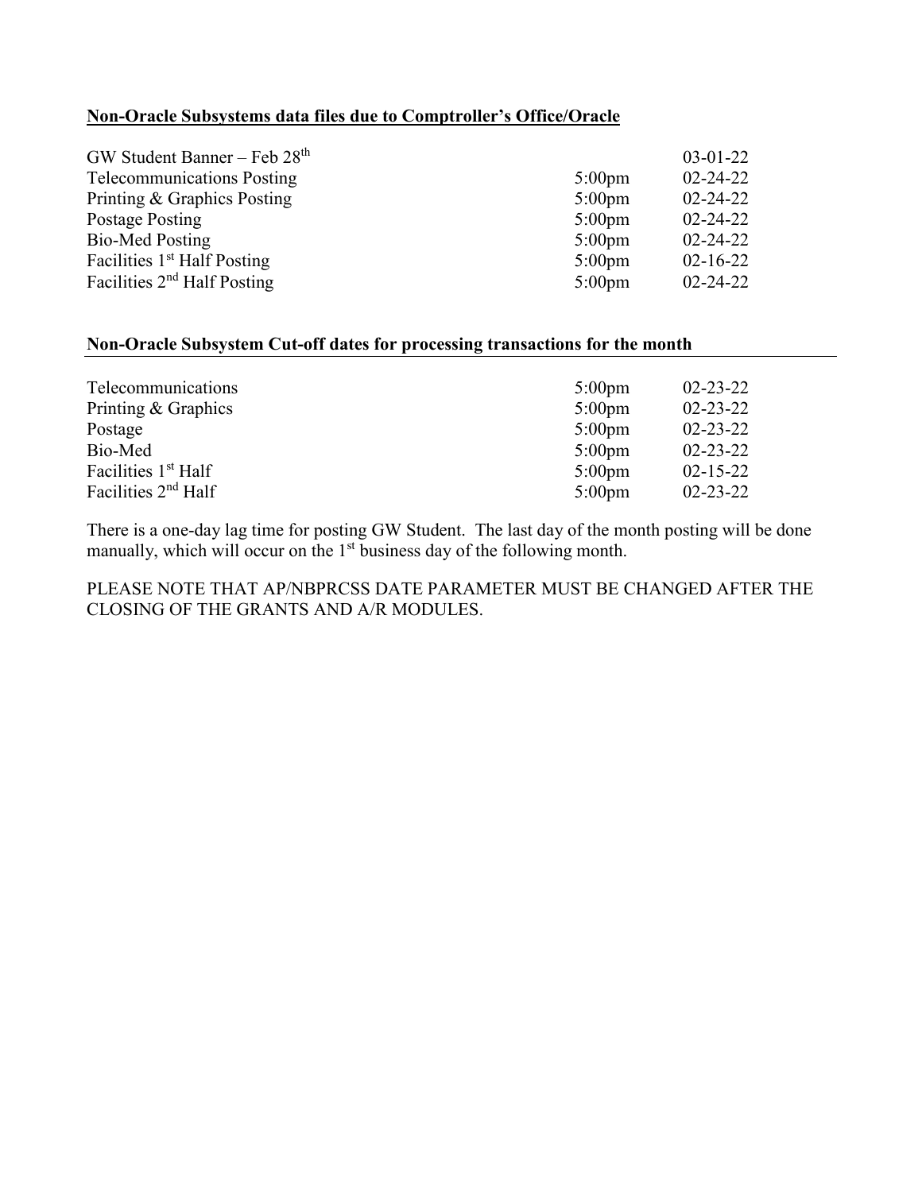**Non-Oracle Subsystems data files due to Comptroller's Office/Oracle**

| | | |
|---|---|---|
| GW Student Banner – Feb 28th | | 03-01-22 |
| Telecommunications Posting | 5:00pm | 02-24-22 |
| Printing & Graphics Posting | 5:00pm | 02-24-22 |
| Postage Posting | 5:00pm | 02-24-22 |
| Bio-Med Posting | 5:00pm | 02-24-22 |
| Facilities 1st Half Posting | 5:00pm | 02-16-22 |
| Facilities 2nd Half Posting | 5:00pm | 02-24-22 |

**Non-Oracle Subsystem Cut-off dates for processing transactions for the month**

| | | |
|---|---|---|
| Telecommunications | 5:00pm | 02-23-22 |
| Printing & Graphics | 5:00pm | 02-23-22 |
| Postage | 5:00pm | 02-23-22 |
| Bio-Med | 5:00pm | 02-23-22 |
| Facilities 1st Half | 5:00pm | 02-15-22 |
| Facilities 2nd Half | 5:00pm | 02-23-22 |

There is a one-day lag time for posting GW Student. The last day of the month posting will be done manually, which will occur on the 1st business day of the following month.

PLEASE NOTE THAT AP/NBPRCSS DATE PARAMETER MUST BE CHANGED AFTER THE CLOSING OF THE GRANTS AND A/R MODULES.